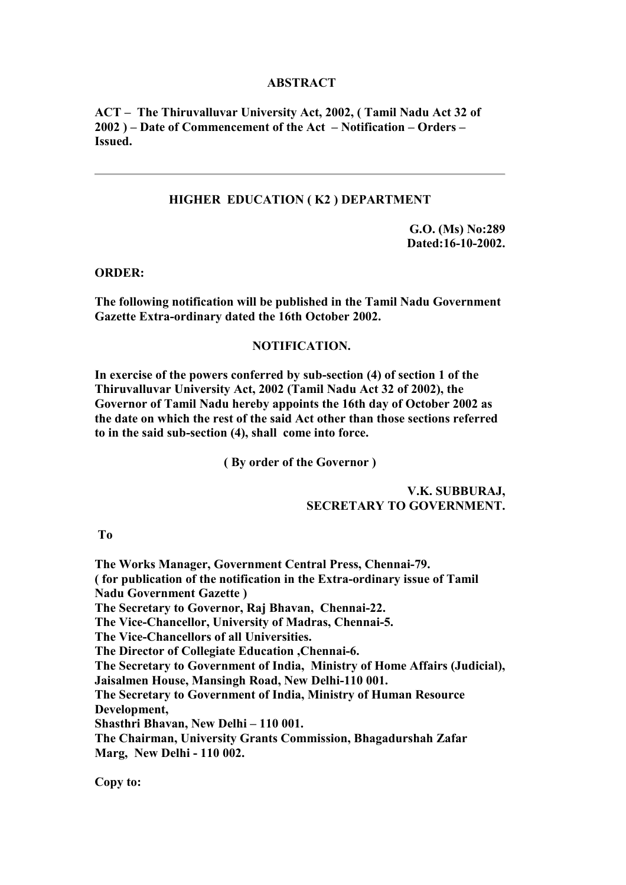**ABSTRACT**

**ACT – The Thiruvalluvar University Act, 2002, ( Tamil Nadu Act 32 of 2002 ) – Date of Commencement of the Act – Notification – Orders – Issued.**

---

**HIGHER EDUCATION ( K2 ) DEPARTMENT**

**G.O. (Ms) No:289**
**Dated:16-10-2002.**

**ORDER:**

**The following notification will be published in the Tamil Nadu Government Gazette Extra-ordinary dated the 16th October 2002.**

**NOTIFICATION.**

**In exercise of the powers conferred by sub-section (4) of section 1 of the Thiruvalluvar University Act, 2002 (Tamil Nadu Act 32 of 2002), the Governor of Tamil Nadu hereby appoints the 16th day of October 2002 as the date on which the rest of the said Act other than those sections referred to in the said sub-section (4), shall come into force.**

**( By order of the Governor )**

**V.K. SUBBURAJ,**
**SECRETARY TO GOVERNMENT.**

**To**

**The Works Manager, Government Central Press, Chennai-79.**
**( for publication of the notification in the Extra-ordinary issue of Tamil Nadu Government Gazette )**
**The Secretary to Governor, Raj Bhavan, Chennai-22.**
**The Vice-Chancellor, University of Madras, Chennai-5.**
**The Vice-Chancellors of all Universities.**
**The Director of Collegiate Education ,Chennai-6.**
**The Secretary to Government of India, Ministry of Home Affairs (Judicial), Jaisalmen House, Mansingh Road, New Delhi-110 001.**
**The Secretary to Government of India, Ministry of Human Resource Development,**
**Shasthri Bhavan, New Delhi – 110 001.**
**The Chairman, University Grants Commission, Bhagadurshah Zafar Marg, New Delhi - 110 002.**

**Copy to:**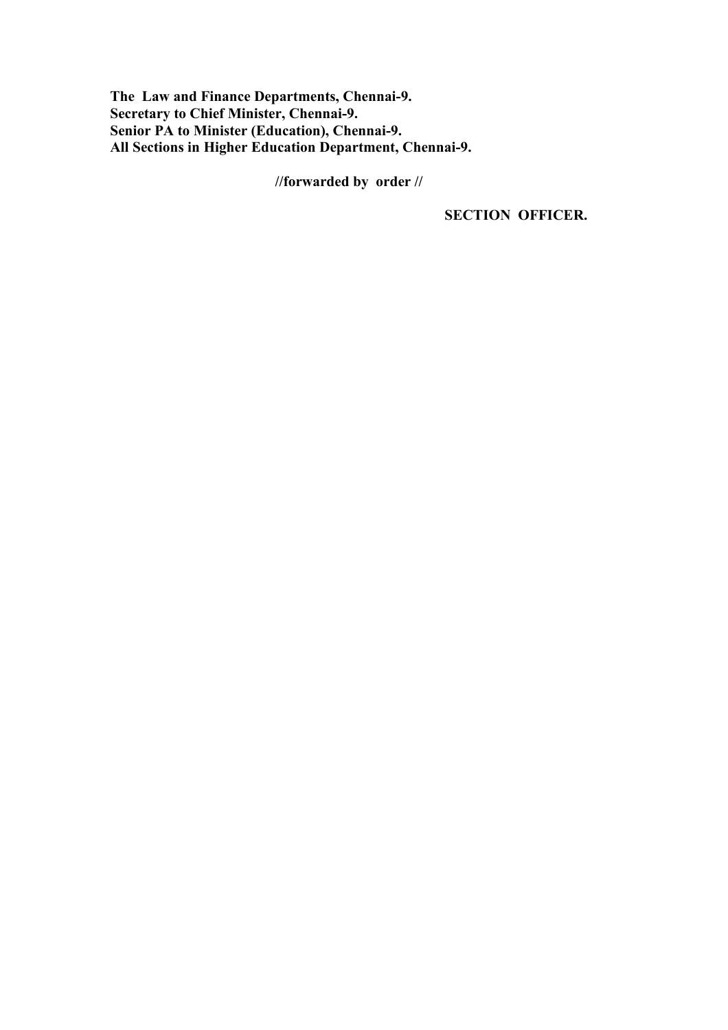**The Law and Finance Departments, Chennai-9.**
**Secretary to Chief Minister, Chennai-9.**
**Senior PA to Minister (Education), Chennai-9.**
**All Sections in Higher Education Department, Chennai-9.**

**//forwarded by order //**

**SECTION OFFICER.**